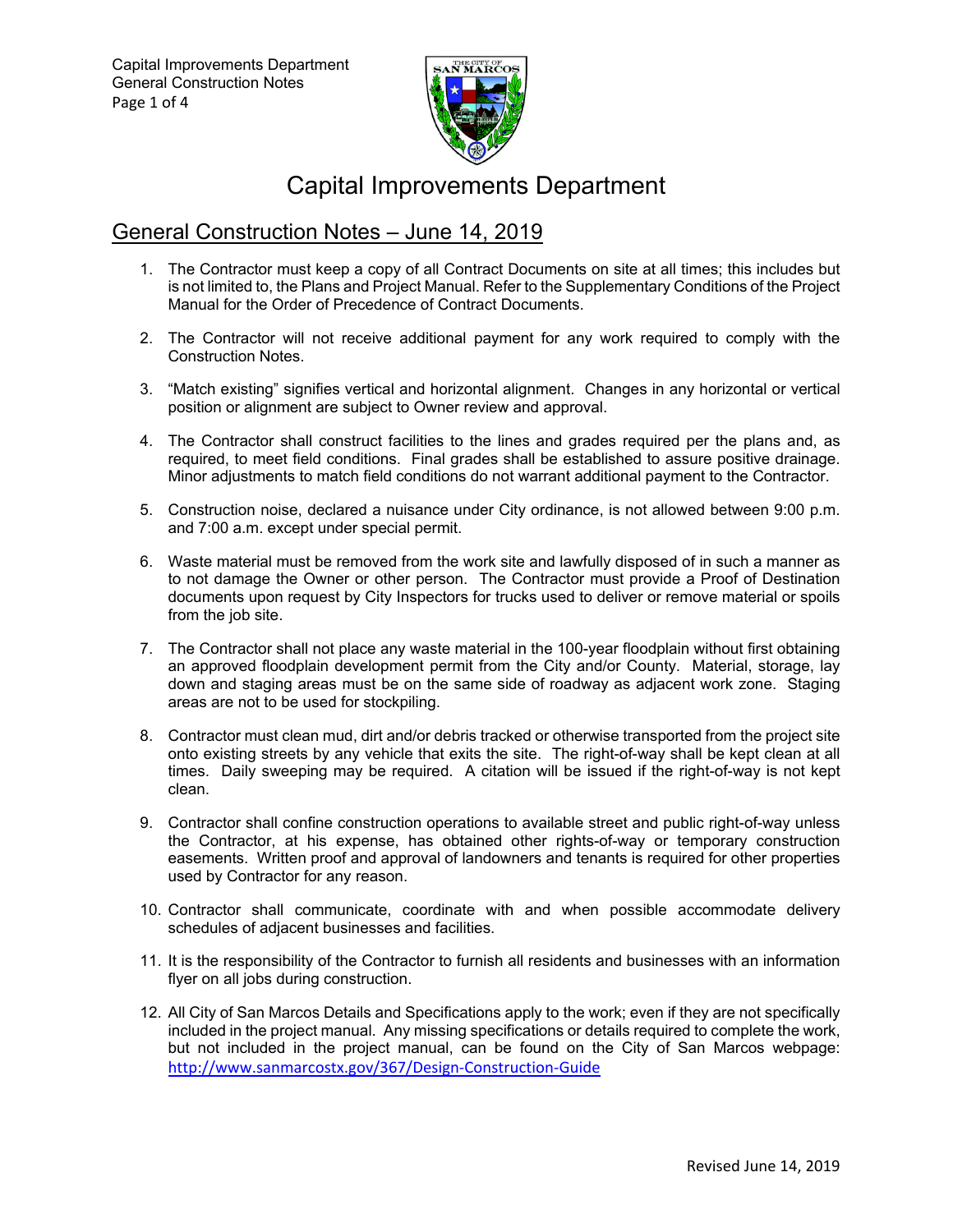# Capital Improvements Department

## General Construction Notes – June 14, 2019

1. The Contractor must keep a copy of all Contract Documents on site at all times; this includes but is not limited to, the Plans and Project Manual. Refer to the Supplementary Conditions of the Project Manual for the Order of Precedence of Contract Documents.

2. The Contractor will not receive additional payment for any work required to comply with the Construction Notes.

3. "Match existing" signifies vertical and horizontal alignment. Changes in any horizontal or vertical position or alignment are subject to Owner review and approval.

4. The Contractor shall construct facilities to the lines and grades required per the plans and, as required, to meet field conditions. Final grades shall be established to assure positive drainage. Minor adjustments to match field conditions do not warrant additional payment to the Contractor.

5. Construction noise, declared a nuisance under City ordinance, is not allowed between 9:00 p.m. and 7:00 a.m. except under special permit.

6. Waste material must be removed from the work site and lawfully disposed of in such a manner as to not damage the Owner or other person. The Contractor must provide a Proof of Destination documents upon request by City Inspectors for trucks used to deliver or remove material or spoils from the job site.

7. The Contractor shall not place any waste material in the 100-year floodplain without first obtaining an approved floodplain development permit from the City and/or County. Material, storage, lay down and staging areas must be on the same side of roadway as adjacent work zone. Staging areas are not to be used for stockpiling.

8. Contractor must clean mud, dirt and/or debris tracked or otherwise transported from the project site onto existing streets by any vehicle that exits the site. The right-of-way shall be kept clean at all times. Daily sweeping may be required. A citation will be issued if the right-of-way is not kept clean.

9. Contractor shall confine construction operations to available street and public right-of-way unless the Contractor, at his expense, has obtained other rights-of-way or temporary construction easements. Written proof and approval of landowners and tenants is required for other properties used by Contractor for any reason.

10. Contractor shall communicate, coordinate with and when possible accommodate delivery schedules of adjacent businesses and facilities.

11. It is the responsibility of the Contractor to furnish all residents and businesses with an information flyer on all jobs during construction.

12. All City of San Marcos Details and Specifications apply to the work; even if they are not specifically included in the project manual. Any missing specifications or details required to complete the work, but not included in the project manual, can be found on the City of San Marcos webpage: http://www.sanmarcostx.gov/367/Design-Construction-Guide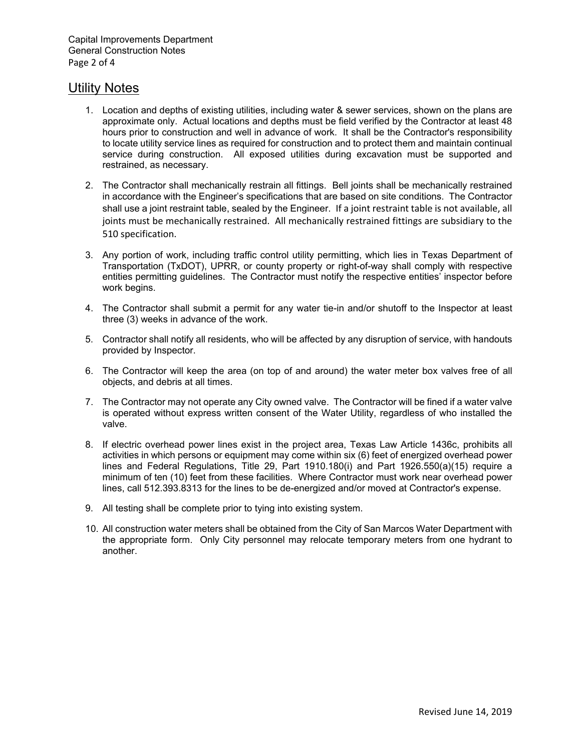## Utility Notes

1. Location and depths of existing utilities, including water & sewer services, shown on the plans are approximate only. Actual locations and depths must be field verified by the Contractor at least 48 hours prior to construction and well in advance of work. It shall be the Contractor's responsibility to locate utility service lines as required for construction and to protect them and maintain continual service during construction. All exposed utilities during excavation must be supported and restrained, as necessary.

2. The Contractor shall mechanically restrain all fittings. Bell joints shall be mechanically restrained in accordance with the Engineer's specifications that are based on site conditions. The Contractor shall use a joint restraint table, sealed by the Engineer. If a joint restraint table is not available, all joints must be mechanically restrained. All mechanically restrained fittings are subsidiary to the 510 specification.

3. Any portion of work, including traffic control utility permitting, which lies in Texas Department of Transportation (TxDOT), UPRR, or county property or right-of-way shall comply with respective entities permitting guidelines. The Contractor must notify the respective entities' inspector before work begins.

4. The Contractor shall submit a permit for any water tie-in and/or shutoff to the Inspector at least three (3) weeks in advance of the work.

5. Contractor shall notify all residents, who will be affected by any disruption of service, with handouts provided by Inspector.

6. The Contractor will keep the area (on top of and around) the water meter box valves free of all objects, and debris at all times.

7. The Contractor may not operate any City owned valve. The Contractor will be fined if a water valve is operated without express written consent of the Water Utility, regardless of who installed the valve.

8. If electric overhead power lines exist in the project area, Texas Law Article 1436c, prohibits all activities in which persons or equipment may come within six (6) feet of energized overhead power lines and Federal Regulations, Title 29, Part 1910.180(i) and Part 1926.550(a)(15) require a minimum of ten (10) feet from these facilities. Where Contractor must work near overhead power lines, call 512.393.8313 for the lines to be de-energized and/or moved at Contractor's expense.

9. All testing shall be complete prior to tying into existing system.

10. All construction water meters shall be obtained from the City of San Marcos Water Department with the appropriate form. Only City personnel may relocate temporary meters from one hydrant to another.

Revised June 14, 2019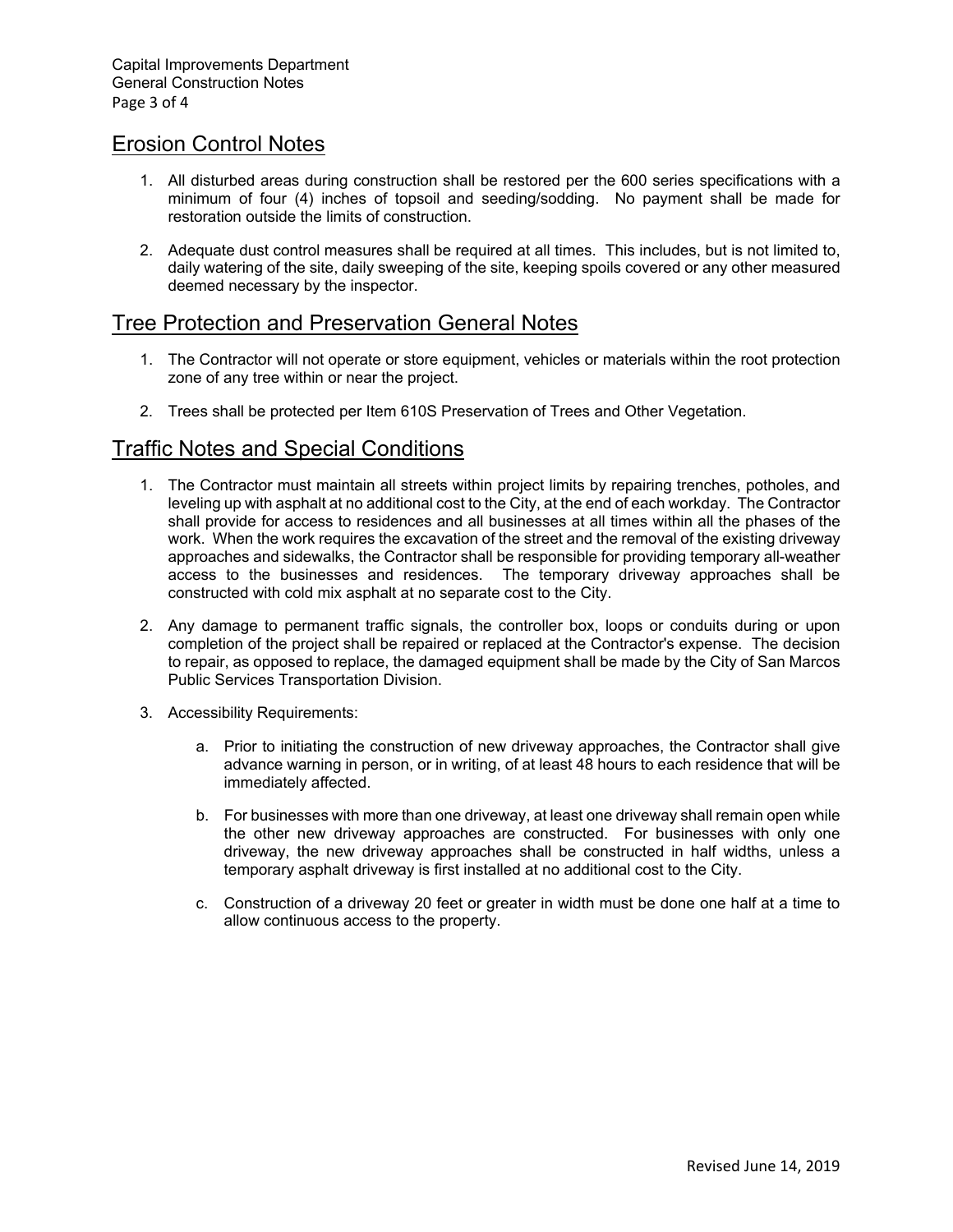## Erosion Control Notes

1. All disturbed areas during construction shall be restored per the 600 series specifications with a minimum of four (4) inches of topsoil and seeding/sodding. No payment shall be made for restoration outside the limits of construction.

2. Adequate dust control measures shall be required at all times. This includes, but is not limited to, daily watering of the site, daily sweeping of the site, keeping spoils covered or any other measured deemed necessary by the inspector.

## Tree Protection and Preservation General Notes

1. The Contractor will not operate or store equipment, vehicles or materials within the root protection zone of any tree within or near the project.

2. Trees shall be protected per Item 610S Preservation of Trees and Other Vegetation.

## Traffic Notes and Special Conditions

1. The Contractor must maintain all streets within project limits by repairing trenches, potholes, and leveling up with asphalt at no additional cost to the City, at the end of each workday. The Contractor shall provide for access to residences and all businesses at all times within all the phases of the work. When the work requires the excavation of the street and the removal of the existing driveway approaches and sidewalks, the Contractor shall be responsible for providing temporary all-weather access to the businesses and residences. The temporary driveway approaches shall be constructed with cold mix asphalt at no separate cost to the City.

2. Any damage to permanent traffic signals, the controller box, loops or conduits during or upon completion of the project shall be repaired or replaced at the Contractor's expense. The decision to repair, as opposed to replace, the damaged equipment shall be made by the City of San Marcos Public Services Transportation Division.

3. Accessibility Requirements:

    a. Prior to initiating the construction of new driveway approaches, the Contractor shall give advance warning in person, or in writing, of at least 48 hours to each residence that will be immediately affected.

    b. For businesses with more than one driveway, at least one driveway shall remain open while the other new driveway approaches are constructed. For businesses with only one driveway, the new driveway approaches shall be constructed in half widths, unless a temporary asphalt driveway is first installed at no additional cost to the City.

    c. Construction of a driveway 20 feet or greater in width must be done one half at a time to allow continuous access to the property.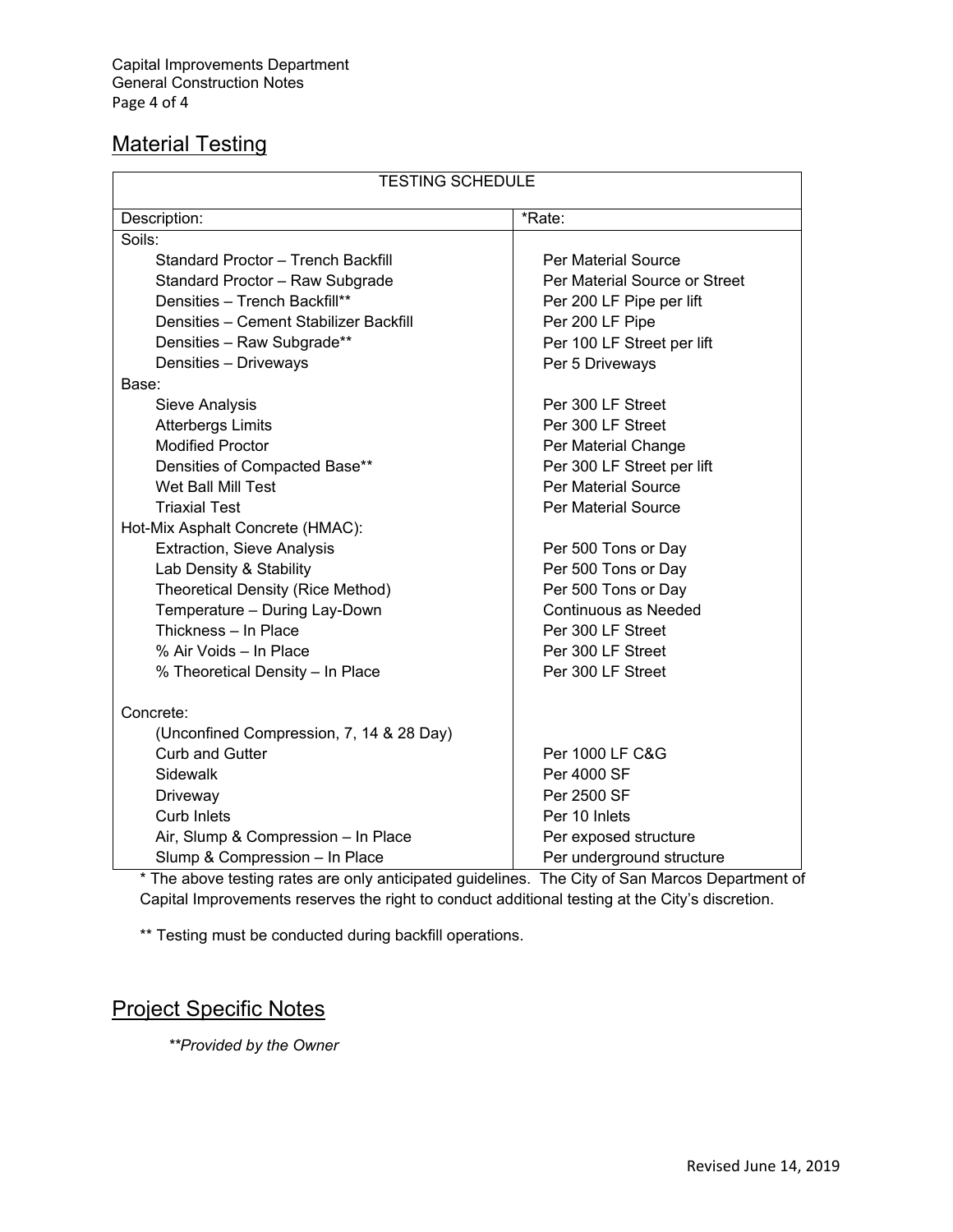## Material Testing

| TESTING SCHEDULE | |
|---|---|
| Description: | *Rate: |
| Soils: | |
| Standard Proctor – Trench Backfill | Per Material Source |
| Standard Proctor – Raw Subgrade | Per Material Source or Street |
| Densities – Trench Backfill** | Per 200 LF Pipe per lift |
| Densities – Cement Stabilizer Backfill | Per 200 LF Pipe |
| Densities – Raw Subgrade** | Per 100 LF Street per lift |
| Densities – Driveways | Per 5 Driveways |
| Base: | |
| Sieve Analysis | Per 300 LF Street |
| Atterbergs Limits | Per 300 LF Street |
| Modified Proctor | Per Material Change |
| Densities of Compacted Base** | Per 300 LF Street per lift |
| Wet Ball Mill Test | Per Material Source |
| Triaxial Test | Per Material Source |
| Hot-Mix Asphalt Concrete (HMAC): | |
| Extraction, Sieve Analysis | Per 500 Tons or Day |
| Lab Density & Stability | Per 500 Tons or Day |
| Theoretical Density (Rice Method) | Per 500 Tons or Day |
| Temperature – During Lay-Down | Continuous as Needed |
| Thickness – In Place | Per 300 LF Street |
| % Air Voids – In Place | Per 300 LF Street |
| % Theoretical Density – In Place | Per 300 LF Street |
| Concrete: | |
| (Unconfined Compression, 7, 14 & 28 Day) | |
| Curb and Gutter | Per 1000 LF C&G |
| Sidewalk | Per 4000 SF |
| Driveway | Per 2500 SF |
| Curb Inlets | Per 10 Inlets |
| Air, Slump & Compression – In Place | Per exposed structure |
| Slump & Compression – In Place | Per underground structure |

\* The above testing rates are only anticipated guidelines. The City of San Marcos Department of Capital Improvements reserves the right to conduct additional testing at the City's discretion.

** Testing must be conducted during backfill operations.

## Project Specific Notes

*\*\*Provided by the Owner*

Revised June 14, 2019